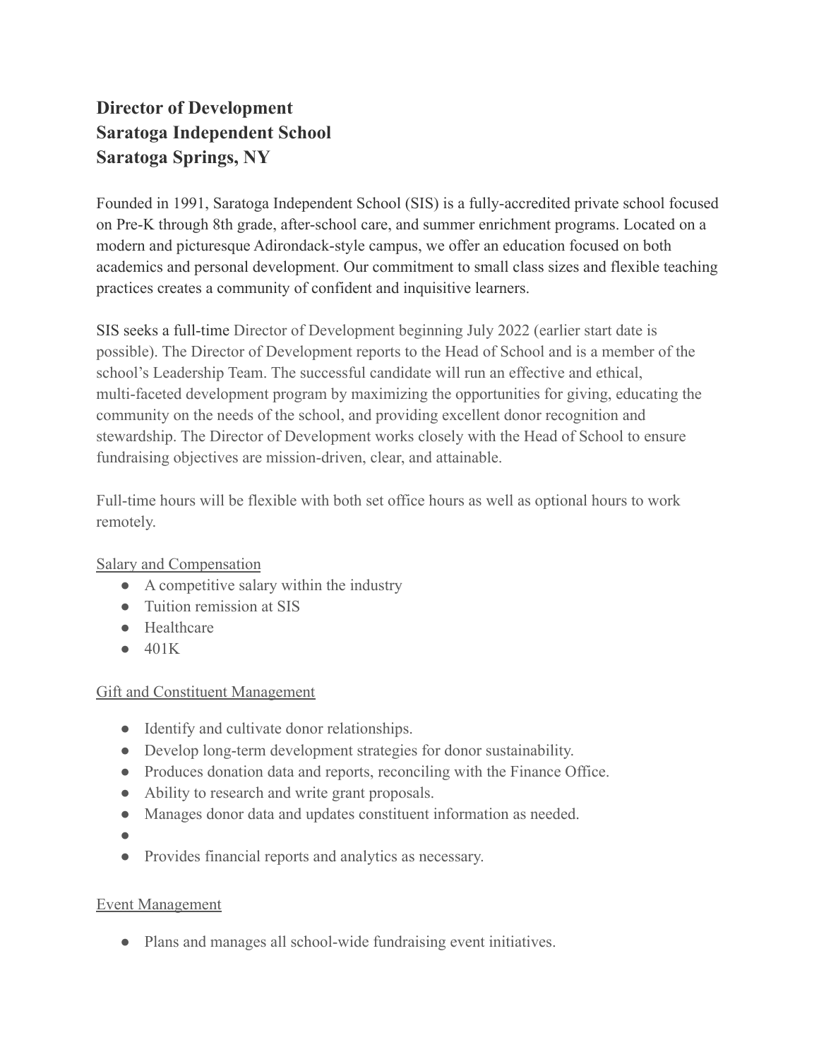**Director of Development**
**Saratoga Independent School**
**Saratoga Springs, NY**

Founded in 1991, Saratoga Independent School (SIS) is a fully-accredited private school focused on Pre-K through 8th grade, after-school care, and summer enrichment programs. Located on a modern and picturesque Adirondack-style campus, we offer an education focused on both academics and personal development. Our commitment to small class sizes and flexible teaching practices creates a community of confident and inquisitive learners.

SIS seeks a full-time Director of Development beginning July 2022 (earlier start date is possible). The Director of Development reports to the Head of School and is a member of the school's Leadership Team. The successful candidate will run an effective and ethical, multi-faceted development program by maximizing the opportunities for giving, educating the community on the needs of the school, and providing excellent donor recognition and stewardship. The Director of Development works closely with the Head of School to ensure fundraising objectives are mission-driven, clear, and attainable.

Full-time hours will be flexible with both set office hours as well as optional hours to work remotely.

Salary and Compensation

- A competitive salary within the industry
- Tuition remission at SIS
- Healthcare
- 401K

Gift and Constituent Management

- Identify and cultivate donor relationships.
- Develop long-term development strategies for donor sustainability.
- Produces donation data and reports, reconciling with the Finance Office.
- Ability to research and write grant proposals.
- Manages donor data and updates constituent information as needed.
- 
- Provides financial reports and analytics as necessary.

Event Management

- Plans and manages all school-wide fundraising event initiatives.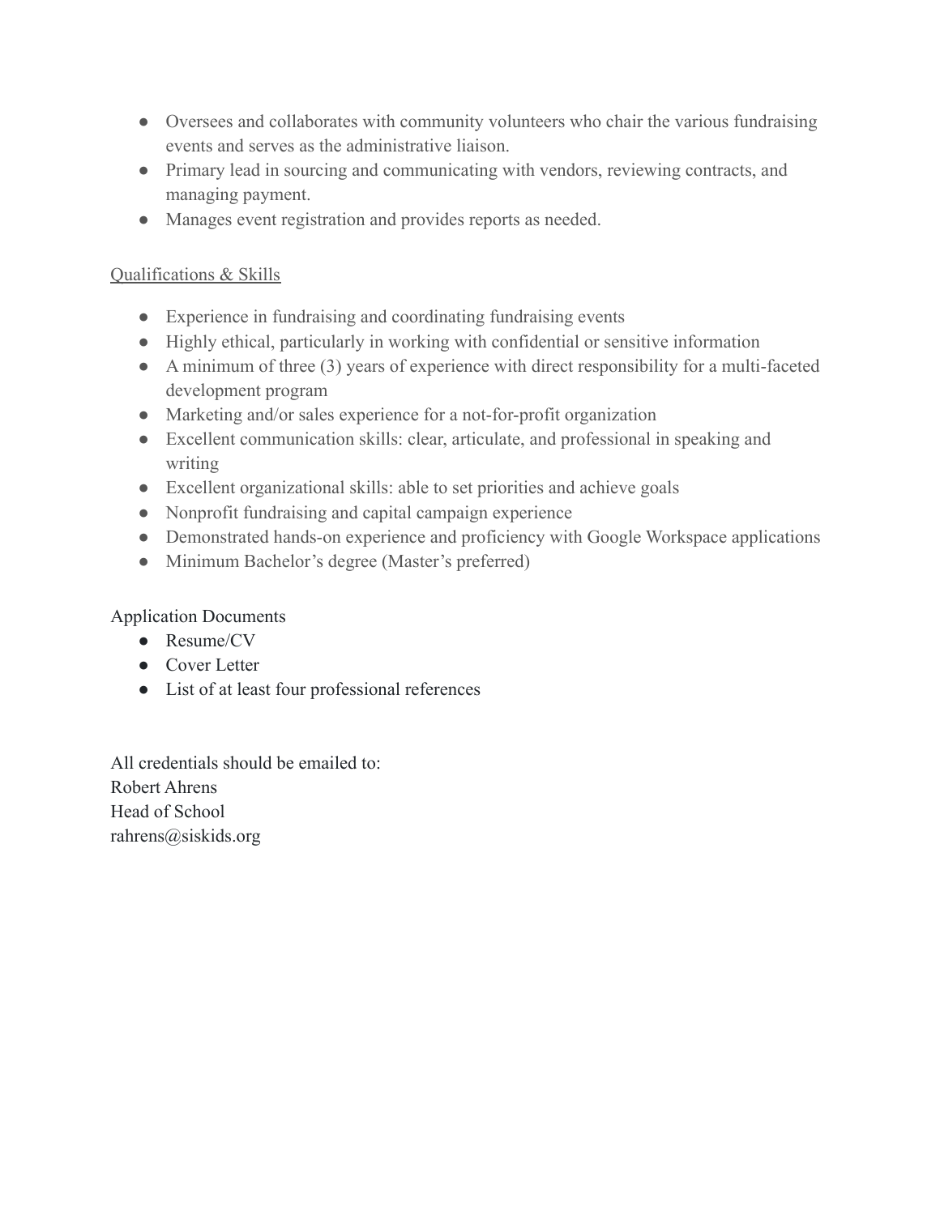- Oversees and collaborates with community volunteers who chair the various fundraising events and serves as the administrative liaison.
- Primary lead in sourcing and communicating with vendors, reviewing contracts, and managing payment.
- Manages event registration and provides reports as needed.

Qualifications & Skills

- Experience in fundraising and coordinating fundraising events
- Highly ethical, particularly in working with confidential or sensitive information
- A minimum of three (3) years of experience with direct responsibility for a multi-faceted development program
- Marketing and/or sales experience for a not-for-profit organization
- Excellent communication skills: clear, articulate, and professional in speaking and writing
- Excellent organizational skills: able to set priorities and achieve goals
- Nonprofit fundraising and capital campaign experience
- Demonstrated hands-on experience and proficiency with Google Workspace applications
- Minimum Bachelor's degree (Master's preferred)

Application Documents

- Resume/CV
- Cover Letter
- List of at least four professional references

All credentials should be emailed to:
Robert Ahrens
Head of School
rahrens@siskids.org